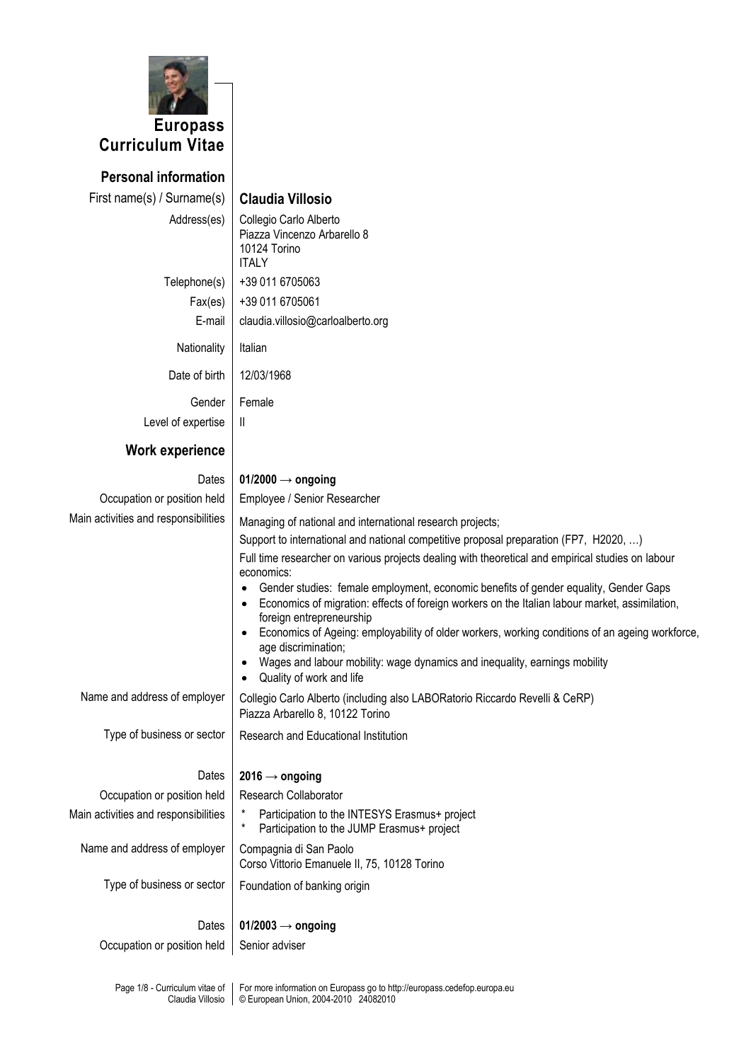# Europass Curriculum Vitae

## Personal information

| | |
|---|---|
| First name(s) / Surname(s) | **Claudia Villosio** |
| Address(es) | Collegio Carlo Alberto<br>Piazza Vincenzo Arbarello 8<br>10124 Torino<br>ITALY |
| Telephone(s) | +39 011 6705063 |
| Fax(es) | +39 011 6705061 |
| E-mail | claudia.villosio@carloalberto.org |
| Nationality | Italian |
| Date of birth | 12/03/1968 |
| Gender | Female |
| Level of expertise | II |

## Work experience

**Dates:** **01/2000 → ongoing**

**Occupation or position held:** Employee / Senior Researcher

**Main activities and responsibilities:**

Managing of national and international research projects;

Support to international and national competitive proposal preparation (FP7, H2020, …)

Full time researcher on various projects dealing with theoretical and empirical studies on labour economics:

- Gender studies: female employment, economic benefits of gender equality, Gender Gaps
- Economics of migration: effects of foreign workers on the Italian labour market, assimilation, foreign entrepreneurship
- Economics of Ageing: employability of older workers, working conditions of an ageing workforce, age discrimination;
- Wages and labour mobility: wage dynamics and inequality, earnings mobility
- Quality of work and life

**Name and address of employer:** Collegio Carlo Alberto (including also LABORatorio Riccardo Revelli & CeRP)
Piazza Arbarello 8, 10122 Torino

**Type of business or sector:** Research and Educational Institution

**Dates:** **2016 → ongoing**

**Occupation or position held:** Research Collaborator

**Main activities and responsibilities:**

- Participation to the INTESYS Erasmus+ project
- Participation to the JUMP Erasmus+ project

**Name and address of employer:** Compagnia di San Paolo
Corso Vittorio Emanuele II, 75, 10128 Torino

**Type of business or sector:** Foundation of banking origin

**Dates:** **01/2003 → ongoing**

**Occupation or position held:** Senior adviser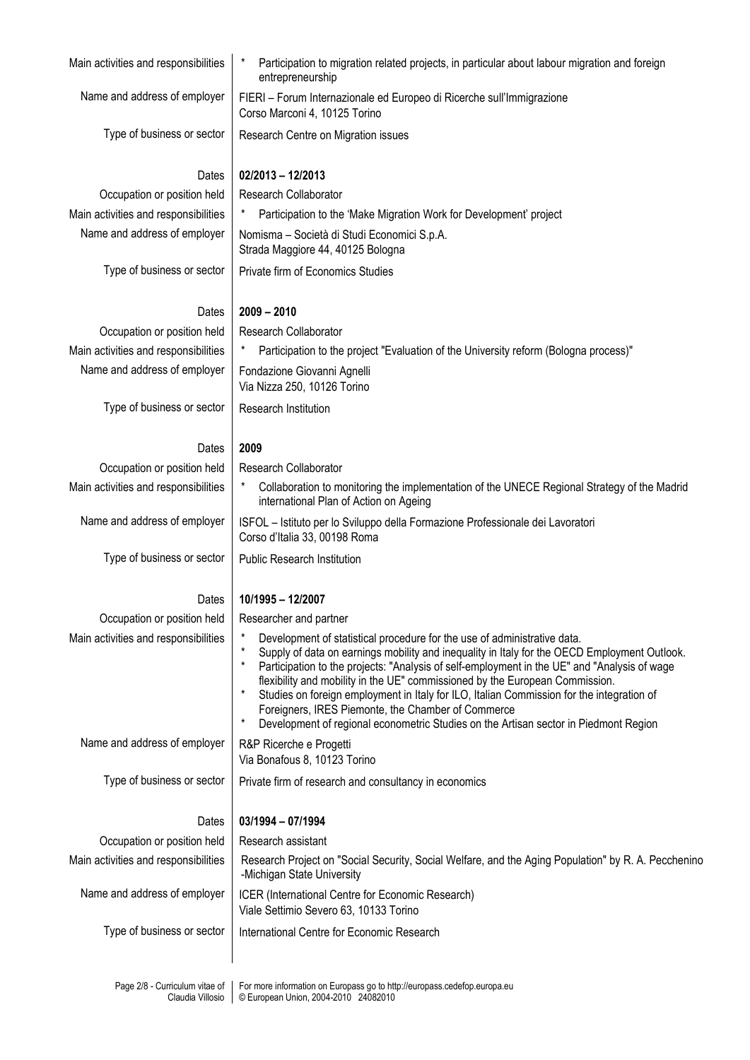| | |
|---|---|
| Main activities and responsibilities | * Participation to migration related projects, in particular about labour migration and foreign entrepreneurship |
| Name and address of employer | FIERI – Forum Internazionale ed Europeo di Ricerche sull'Immigrazione<br>Corso Marconi 4, 10125 Torino |
| Type of business or sector | Research Centre on Migration issues |
| | |
| Dates | **02/2013 – 12/2013** |
| Occupation or position held | Research Collaborator |
| Main activities and responsibilities | * Participation to the 'Make Migration Work for Development' project |
| Name and address of employer | Nomisma – Società di Studi Economici S.p.A.<br>Strada Maggiore 44, 40125 Bologna |
| Type of business or sector | Private firm of Economics Studies |
| | |
| Dates | **2009 – 2010** |
| Occupation or position held | Research Collaborator |
| Main activities and responsibilities | * Participation to the project "Evaluation of the University reform (Bologna process)" |
| Name and address of employer | Fondazione Giovanni Agnelli<br>Via Nizza 250, 10126 Torino |
| Type of business or sector | Research Institution |
| | |
| Dates | **2009** |
| Occupation or position held | Research Collaborator |
| Main activities and responsibilities | * Collaboration to monitoring the implementation of the UNECE Regional Strategy of the Madrid international Plan of Action on Ageing |
| Name and address of employer | ISFOL – Istituto per lo Sviluppo della Formazione Professionale dei Lavoratori<br>Corso d'Italia 33, 00198 Roma |
| Type of business or sector | Public Research Institution |
| | |
| Dates | **10/1995 – 12/2007** |
| Occupation or position held | Researcher and partner |
| Main activities and responsibilities | * Development of statistical procedure for the use of administrative data.<br>* Supply of data on earnings mobility and inequality in Italy for the OECD Employment Outlook.<br>* Participation to the projects: "Analysis of self-employment in the UE" and "Analysis of wage flexibility and mobility in the UE" commissioned by the European Commission.<br>* Studies on foreign employment in Italy for ILO, Italian Commission for the integration of Foreigners, IRES Piemonte, the Chamber of Commerce<br>* Development of regional econometric Studies on the Artisan sector in Piedmont Region |
| Name and address of employer | R&P Ricerche e Progetti<br>Via Bonafous 8, 10123 Torino |
| Type of business or sector | Private firm of research and consultancy in economics |
| | |
| Dates | **03/1994 – 07/1994** |
| Occupation or position held | Research assistant |
| Main activities and responsibilities | Research Project on "Social Security, Social Welfare, and the Aging Population" by R. A. Pecchenino -Michigan State University |
| Name and address of employer | ICER (International Centre for Economic Research)<br>Viale Settimio Severo 63, 10133 Torino |
| Type of business or sector | International Centre for Economic Research |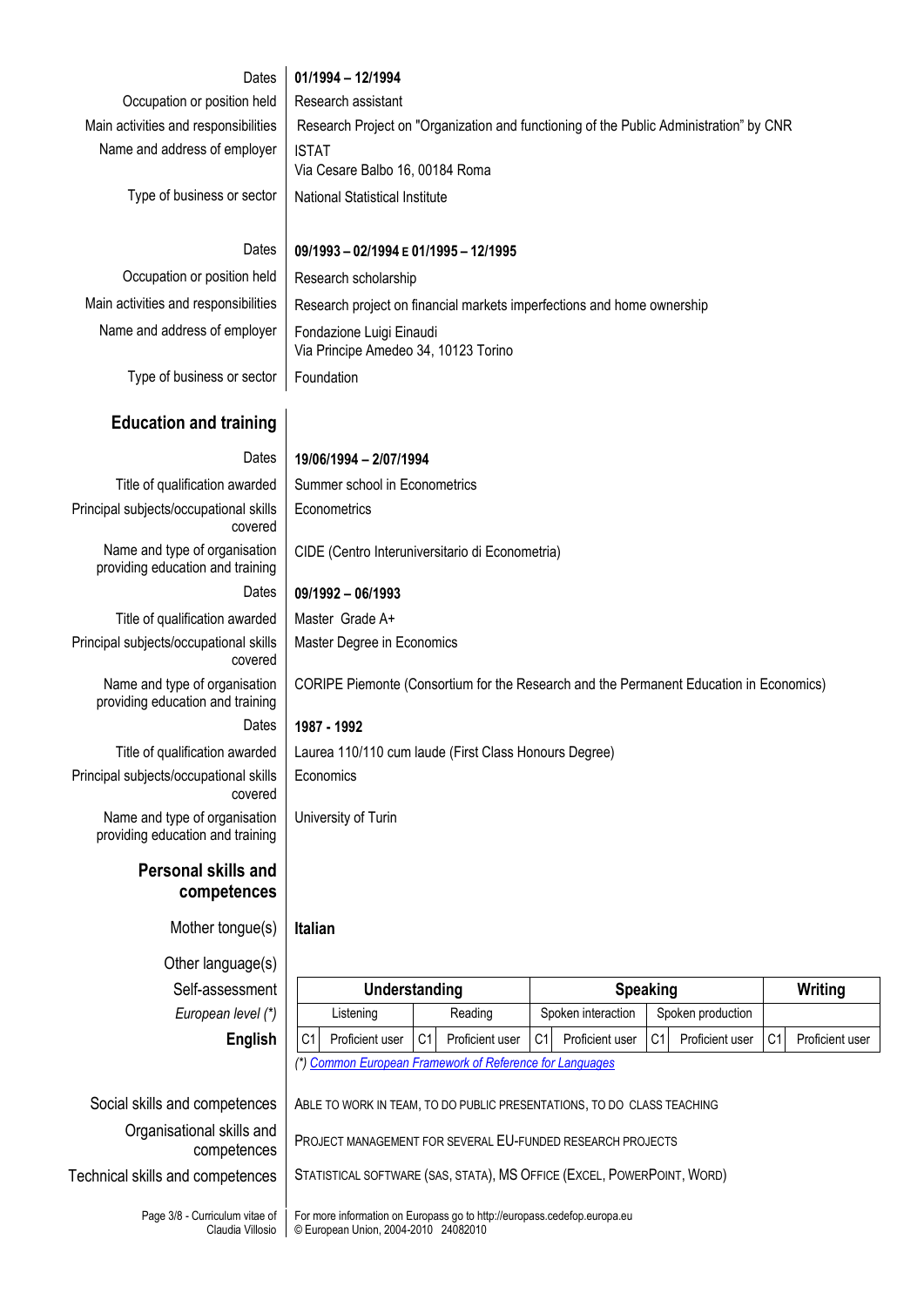| | |
|---|---|
| Dates | **01/1994 – 12/1994** |
| Occupation or position held | Research assistant |
| Main activities and responsibilities | Research Project on "Organization and functioning of the Public Administration" by CNR |
| Name and address of employer | ISTAT<br>Via Cesare Balbo 16, 00184 Roma |
| Type of business or sector | National Statistical Institute |

| | |
|---|---|
| Dates | **09/1993 – 02/1994 E 01/1995 – 12/1995** |
| Occupation or position held | Research scholarship |
| Main activities and responsibilities | Research project on financial markets imperfections and home ownership |
| Name and address of employer | Fondazione Luigi Einaudi<br>Via Principe Amedeo 34, 10123 Torino |
| Type of business or sector | Foundation |

## Education and training

| | |
|---|---|
| Dates | **19/06/1994 – 2/07/1994** |
| Title of qualification awarded | Summer school in Econometrics |
| Principal subjects/occupational skills covered | Econometrics |
| Name and type of organisation providing education and training | CIDE (Centro Interuniversitario di Econometria) |
| Dates | **09/1992 – 06/1993** |
| Title of qualification awarded | Master Grade A+ |
| Principal subjects/occupational skills covered | Master Degree in Economics |
| Name and type of organisation providing education and training | CORIPE Piemonte (Consortium for the Research and the Permanent Education in Economics) |
| Dates | **1987 - 1992** |
| Title of qualification awarded | Laurea 110/110 cum laude (First Class Honours Degree) |
| Principal subjects/occupational skills covered | Economics |
| Name and type of organisation providing education and training | University of Turin |

## Personal skills and competences

Mother tongue(s): **Italian**

Other language(s)

| Self-assessment | Understanding | | | | Speaking | | | | Writing | |
|---|---|---|---|---|---|---|---|---|---|---|
| *European level (\*)* | Listening | | Reading | | Spoken interaction | | Spoken production | | | |
| **English** | C1 | Proficient user | C1 | Proficient user | C1 | Proficient user | C1 | Proficient user | C1 | Proficient user |

*(\*) Common European Framework of Reference for Languages*

| | |
|---|---|
| Social skills and competences | Able to work in team, to do public presentations, to do class teaching |
| Organisational skills and competences | Project management for several EU-funded research projects |
| Technical skills and competences | Statistical software (SAS, STATA), MS Office (Excel, PowerPoint, Word) |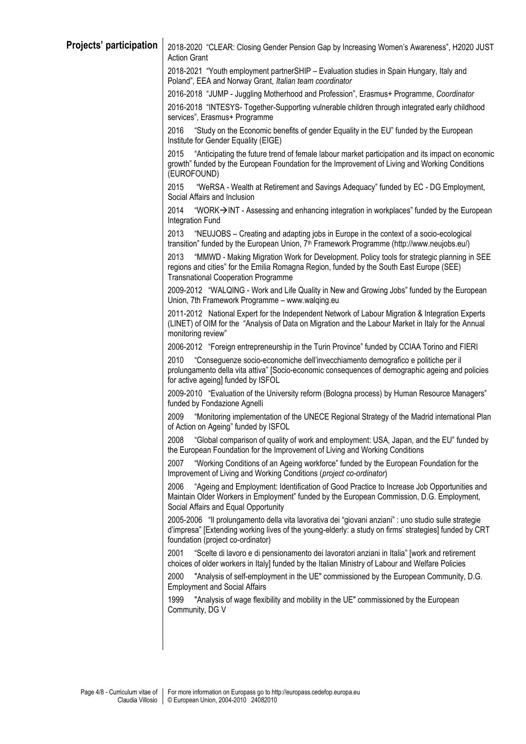## Projects' participation

2018-2020 "CLEAR: Closing Gender Pension Gap by Increasing Women's Awareness", H2020 JUST Action Grant

2018-2021 "Youth employment partnerSHIP – Evaluation studies in Spain Hungary, Italy and Poland", EEA and Norway Grant, *Italian team coordinator*

2016-2018 "JUMP - Juggling Motherhood and Profession", Erasmus+ Programme, *Coordinator*

2016-2018 "INTESYS- Together-Supporting vulnerable children through integrated early childhood services", Erasmus+ Programme

2016 "Study on the Economic benefits of gender Equality in the EU" funded by the European Institute for Gender Equality (EIGE)

2015 "Anticipating the future trend of female labour market participation and its impact on economic growth" funded by the European Foundation for the Improvement of Living and Working Conditions (EUROFOUND)

2015 "WeRSA - Wealth at Retirement and Savings Adequacy" funded by EC - DG Employment, Social Affairs and Inclusion

2014 "WORK→INT - Assessing and enhancing integration in workplaces" funded by the European Integration Fund

2013 "NEUJOBS – Creating and adapting jobs in Europe in the context of a socio-ecological transition" funded by the European Union, 7th Framework Programme (http://www.neujobs.eu/)

2013 "MMWD - Making Migration Work for Development. Policy tools for strategic planning in SEE regions and cities" for the Emilia Romagna Region, funded by the South East Europe (SEE) Transnational Cooperation Programme

2009-2012 "WALQING - Work and Life Quality in New and Growing Jobs" funded by the European Union, 7th Framework Programme – www.walqing.eu

2011-2012 National Expert for the Independent Network of Labour Migration & Integration Experts (LINET) of OIM for the "Analysis of Data on Migration and the Labour Market in Italy for the Annual monitoring review"

2006-2012 "Foreign entrepreneurship in the Turin Province" funded by CCIAA Torino and FIERI

2010 "Conseguenze socio-economiche dell'invecchiamento demografico e politiche per il prolungamento della vita attiva" [Socio-economic consequences of demographic ageing and policies for active ageing] funded by ISFOL

2009-2010 "Evaluation of the University reform (Bologna process) by Human Resource Managers" funded by Fondazione Agnelli

2009 "Monitoring implementation of the UNECE Regional Strategy of the Madrid international Plan of Action on Ageing" funded by ISFOL

2008 "Global comparison of quality of work and employment: USA, Japan, and the EU" funded by the European Foundation for the Improvement of Living and Working Conditions

2007 "Working Conditions of an Ageing workforce" funded by the European Foundation for the Improvement of Living and Working Conditions (*project co-ordinator*)

2006 "Ageing and Employment: Identification of Good Practice to Increase Job Opportunities and Maintain Older Workers in Employment" funded by the European Commission, D.G. Employment, Social Affairs and Equal Opportunity

2005-2006 "Il prolungamento della vita lavorativa dei "giovani anziani" : uno studio sulle strategie d'impresa" [Extending working lives of the young-elderly: a study on firms' strategies] funded by CRT foundation (project co-ordinator)

2001 "Scelte di lavoro e di pensionamento dei lavoratori anziani in Italia" [work and retirement choices of older workers in Italy] funded by the Italian Ministry of Labour and Welfare Policies

2000 "Analysis of self-employment in the UE" commissioned by the European Community, D.G. Employment and Social Affairs

1999 "Analysis of wage flexibility and mobility in the UE" commissioned by the European Community, DG V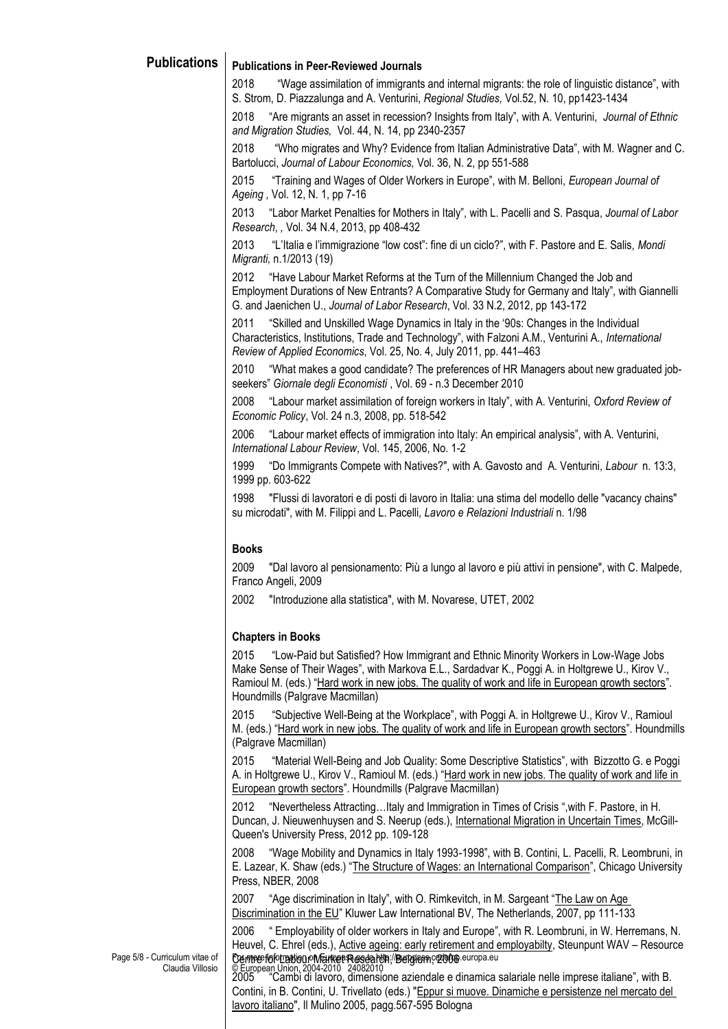## Publications

### Publications in Peer-Reviewed Journals

2018 "Wage assimilation of immigrants and internal migrants: the role of linguistic distance", with S. Strom, D. Piazzalunga and A. Venturini, *Regional Studies,* Vol.52, N. 10, pp1423-1434

2018 "Are migrants an asset in recession? Insights from Italy", with A. Venturini, *Journal of Ethnic and Migration Studies,* Vol. 44, N. 14, pp 2340-2357

2018 "Who migrates and Why? Evidence from Italian Administrative Data", with M. Wagner and C. Bartolucci, *Journal of Labour Economics,* Vol. 36, N. 2, pp 551-588

2015 "Training and Wages of Older Workers in Europe", with M. Belloni, *European Journal of Ageing ,* Vol. 12, N. 1, pp 7-16

2013 "Labor Market Penalties for Mothers in Italy", with L. Pacelli and S. Pasqua, *Journal of Labor Research*, , Vol. 34 N.4, 2013, pp 408-432

2013 "L'Italia e l'immigrazione "low cost": fine di un ciclo?", with F. Pastore and E. Salis, *Mondi Migranti,* n.1/2013 (19)

2012 "Have Labour Market Reforms at the Turn of the Millennium Changed the Job and Employment Durations of New Entrants? A Comparative Study for Germany and Italy", with Giannelli G. and Jaenichen U., *Journal of Labor Research*, Vol. 33 N.2, 2012, pp 143-172

2011 "Skilled and Unskilled Wage Dynamics in Italy in the '90s: Changes in the Individual Characteristics, Institutions, Trade and Technology", with Falzoni A.M., Venturini A., *International Review of Applied Economics*, Vol. 25, No. 4, July 2011, pp. 441–463

2010 "What makes a good candidate? The preferences of HR Managers about new graduated job-seekers" *Giornale degli Economisti* , Vol. 69 - n.3 December 2010

2008 "Labour market assimilation of foreign workers in Italy", with A. Venturini, *Oxford Review of Economic Policy*, Vol. 24 n.3, 2008, pp. 518-542

2006 "Labour market effects of immigration into Italy: An empirical analysis", with A. Venturini, *International Labour Review*, Vol. 145, 2006, No. 1-2

1999 "Do Immigrants Compete with Natives?", with A. Gavosto and A. Venturini, *Labour* n. 13:3, 1999 pp. 603-622

1998 "Flussi di lavoratori e di posti di lavoro in Italia: una stima del modello delle "vacancy chains" su microdati", with M. Filippi and L. Pacelli, *Lavoro e Relazioni Industriali* n. 1/98

### Books

2009 "Dal lavoro al pensionamento: Più a lungo al lavoro e più attivi in pensione", with C. Malpede, Franco Angeli, 2009

2002 "Introduzione alla statistica", with M. Novarese, UTET, 2002

### Chapters in Books

2015 "Low-Paid but Satisfied? How Immigrant and Ethnic Minority Workers in Low-Wage Jobs Make Sense of Their Wages", with Markova E.L., Sardadvar K., Poggi A. in Holtgrewe U., Kirov V., Ramioul M. (eds.) "Hard work in new jobs. The quality of work and life in European growth sectors". Houndmills (Palgrave Macmillan)

2015 "Subjective Well-Being at the Workplace", with Poggi A. in Holtgrewe U., Kirov V., Ramioul M. (eds.) "Hard work in new jobs. The quality of work and life in European growth sectors". Houndmills (Palgrave Macmillan)

2015 "Material Well-Being and Job Quality: Some Descriptive Statistics", with Bizzotto G. e Poggi A. in Holtgrewe U., Kirov V., Ramioul M. (eds.) "Hard work in new jobs. The quality of work and life in European growth sectors". Houndmills (Palgrave Macmillan)

2012 "Nevertheless Attracting…Italy and Immigration in Times of Crisis ",with F. Pastore, in H. Duncan, J. Nieuwenhuysen and S. Neerup (eds.), International Migration in Uncertain Times, McGill-Queen's University Press, 2012 pp. 109-128

2008 "Wage Mobility and Dynamics in Italy 1993-1998", with B. Contini, L. Pacelli, R. Leombruni, in E. Lazear, K. Shaw (eds.) "The Structure of Wages: an International Comparison", Chicago University Press, NBER, 2008

2007 "Age discrimination in Italy", with O. Rimkevitch, in M. Sargeant "The Law on Age Discrimination in the EU" Kluwer Law International BV, The Netherlands, 2007, pp 111-133

2006 " Employability of older workers in Italy and Europe", with R. Leombruni, in W. Herremans, N. Heuvel, C. Ehrel (eds.), Active ageing: early retirement and employabilty, Steunpunt WAV – Resource Centre for Labour Market Research, Belgium, 2006

2005 "Cambi di lavoro, dimensione aziendale e dinamica salariale nelle imprese italiane", with B. Contini, in B. Contini, U. Trivellato (eds.) "Eppur si muove. Dinamiche e persistenze nel mercato del lavoro italiano", Il Mulino 2005, pagg.567-595 Bologna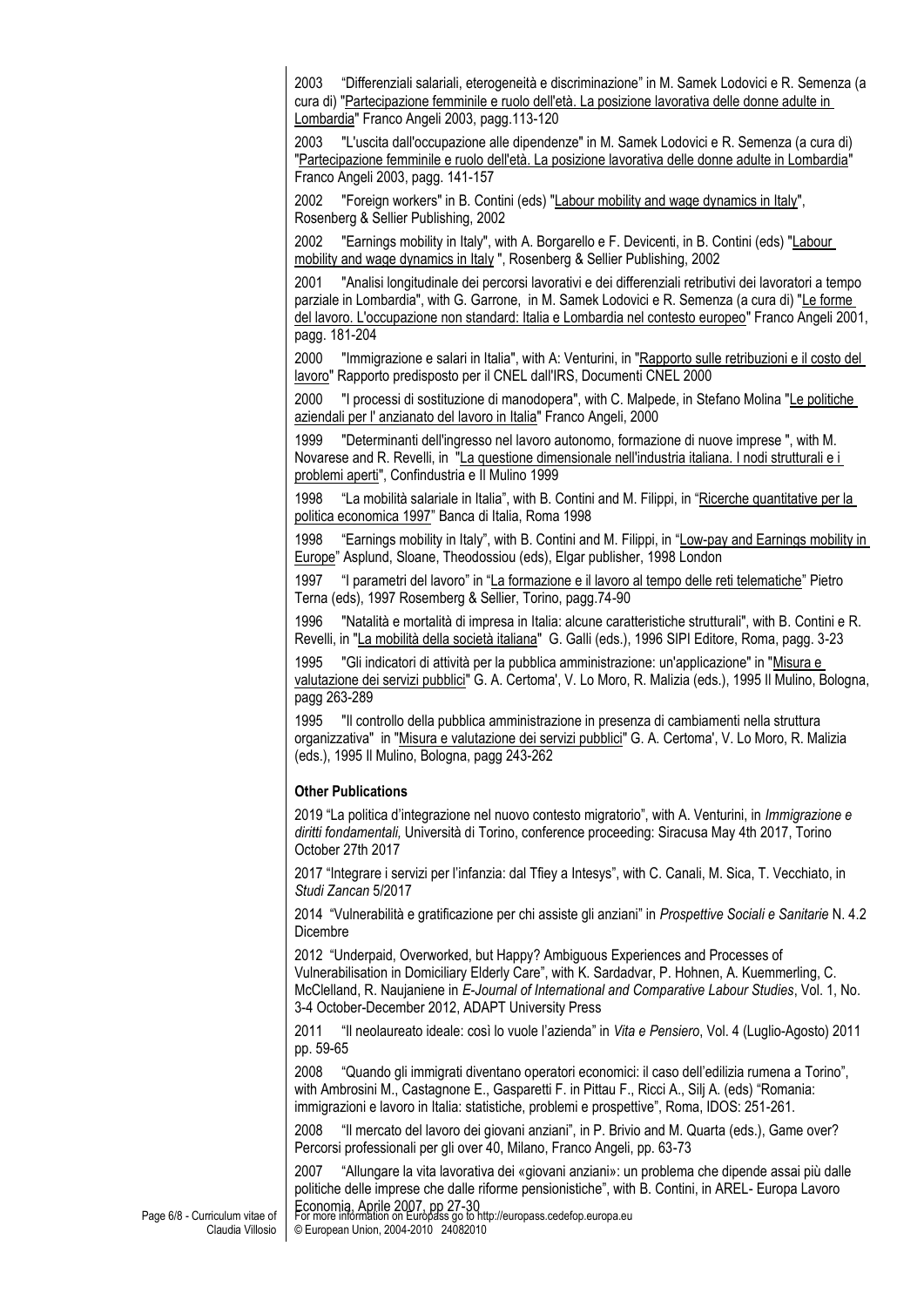2003 "Differenziali salariali, eterogeneità e discriminazione" in M. Samek Lodovici e R. Semenza (a cura di) "Partecipazione femminile e ruolo dell'età. La posizione lavorativa delle donne adulte in Lombardia" Franco Angeli 2003, pagg.113-120

2003 "L'uscita dall'occupazione alle dipendenze" in M. Samek Lodovici e R. Semenza (a cura di) "Partecipazione femminile e ruolo dell'età. La posizione lavorativa delle donne adulte in Lombardia" Franco Angeli 2003, pagg. 141-157

2002 "Foreign workers" in B. Contini (eds) "Labour mobility and wage dynamics in Italy", Rosenberg & Sellier Publishing, 2002

2002 "Earnings mobility in Italy", with A. Borgarello e F. Devicenti, in B. Contini (eds) "Labour mobility and wage dynamics in Italy ", Rosenberg & Sellier Publishing, 2002

2001 "Analisi longitudinale dei percorsi lavorativi e dei differenziali retributivi dei lavoratori a tempo parziale in Lombardia", with G. Garrone, in M. Samek Lodovici e R. Semenza (a cura di) "Le forme del lavoro. L'occupazione non standard: Italia e Lombardia nel contesto europeo" Franco Angeli 2001, pagg. 181-204

2000 "Immigrazione e salari in Italia", with A: Venturini, in "Rapporto sulle retribuzioni e il costo del lavoro" Rapporto predisposto per il CNEL dall'IRS, Documenti CNEL 2000

2000 "I processi di sostituzione di manodopera", with C. Malpede, in Stefano Molina "Le politiche aziendali per l' anzianato del lavoro in Italia" Franco Angeli, 2000

1999 "Determinanti dell'ingresso nel lavoro autonomo, formazione di nuove imprese ", with M. Novarese and R. Revelli, in "La questione dimensionale nell'industria italiana. I nodi strutturali e i problemi aperti", Confindustria e Il Mulino 1999

1998 "La mobilità salariale in Italia", with B. Contini and M. Filippi, in "Ricerche quantitative per la politica economica 1997" Banca di Italia, Roma 1998

1998 "Earnings mobility in Italy", with B. Contini and M. Filippi, in "Low-pay and Earnings mobility in Europe" Asplund, Sloane, Theodossiou (eds), Elgar publisher, 1998 London

1997 "I parametri del lavoro" in "La formazione e il lavoro al tempo delle reti telematiche" Pietro Terna (eds), 1997 Rosemberg & Sellier, Torino, pagg.74-90

1996 "Natalità e mortalità di impresa in Italia: alcune caratteristiche strutturali", with B. Contini e R. Revelli, in "La mobilità della società italiana" G. Galli (eds.), 1996 SIPI Editore, Roma, pagg. 3-23

1995 "Gli indicatori di attività per la pubblica amministrazione: un'applicazione" in "Misura e valutazione dei servizi pubblici" G. A. Certoma', V. Lo Moro, R. Malizia (eds.), 1995 Il Mulino, Bologna, pagg 263-289

1995 "Il controllo della pubblica amministrazione in presenza di cambiamenti nella struttura organizzativa" in "Misura e valutazione dei servizi pubblici" G. A. Certoma', V. Lo Moro, R. Malizia (eds.), 1995 Il Mulino, Bologna, pagg 243-262

**Other Publications**

2019 "La politica d'integrazione nel nuovo contesto migratorio", with A. Venturini, in *Immigrazione e diritti fondamentali,* Università di Torino, conference proceeding: Siracusa May 4th 2017, Torino October 27th 2017

2017 "Integrare i servizi per l'infanzia: dal Tfiey a Intesys", with C. Canali, M. Sica, T. Vecchiato, in *Studi Zancan* 5/2017

2014 "Vulnerabilità e gratificazione per chi assiste gli anziani" in *Prospettive Sociali e Sanitarie* N. 4.2 Dicembre

2012 "Underpaid, Overworked, but Happy? Ambiguous Experiences and Processes of Vulnerabilisation in Domiciliary Elderly Care", with K. Sardadvar, P. Hohnen, A. Kuemmerling, C. McClelland, R. Naujaniene in *E-Journal of International and Comparative Labour Studies*, Vol. 1, No. 3-4 October-December 2012, ADAPT University Press

2011 "Il neolaureato ideale: così lo vuole l'azienda" in *Vita e Pensiero*, Vol. 4 (Luglio-Agosto) 2011 pp. 59-65

2008 "Quando gli immigrati diventano operatori economici: il caso dell'edilizia rumena a Torino", with Ambrosini M., Castagnone E., Gasparetti F. in Pittau F., Ricci A., Silj A. (eds) "Romania: immigrazioni e lavoro in Italia: statistiche, problemi e prospettive", Roma, IDOS: 251-261.

2008 "Il mercato del lavoro dei giovani anziani", in P. Brivio and M. Quarta (eds.), Game over? Percorsi professionali per gli over 40, Milano, Franco Angeli, pp. 63-73

2007 "Allungare la vita lavorativa dei «giovani anziani»: un problema che dipende assai più dalle politiche delle imprese che dalle riforme pensionistiche", with B. Contini, in AREL- Europa Lavoro Economia, Aprile 2007, pp 27-30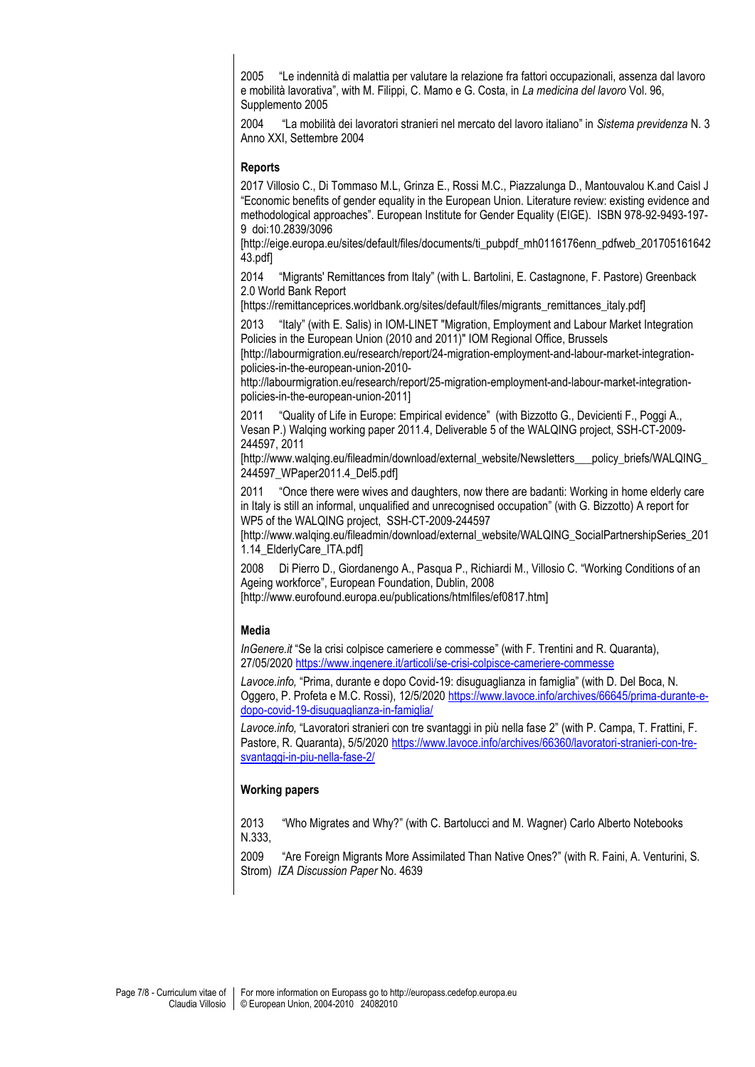2005 "Le indennità di malattia per valutare la relazione fra fattori occupazionali, assenza dal lavoro e mobilità lavorativa", with M. Filippi, C. Mamo e G. Costa, in *La medicina del lavoro* Vol. 96, Supplemento 2005

2004 "La mobilità dei lavoratori stranieri nel mercato del lavoro italiano" in *Sistema previdenza* N. 3 Anno XXI, Settembre 2004

**Reports**

2017 Villosio C., Di Tommaso M.L, Grinza E., Rossi M.C., Piazzalunga D., Mantouvalou K.and Caisl J "Economic benefits of gender equality in the European Union. Literature review: existing evidence and methodological approaches". European Institute for Gender Equality (EIGE). ISBN 978-92-9493-197-9 doi:10.2839/3096
[http://eige.europa.eu/sites/default/files/documents/ti_pubpdf_mh0116176enn_pdfweb_20170516164243.pdf]

2014 "Migrants' Remittances from Italy" (with L. Bartolini, E. Castagnone, F. Pastore) Greenback 2.0 World Bank Report
[https://remittanceprices.worldbank.org/sites/default/files/migrants_remittances_italy.pdf]

2013 "Italy" (with E. Salis) in IOM-LINET "Migration, Employment and Labour Market Integration Policies in the European Union (2010 and 2011)" IOM Regional Office, Brussels
[http://labourmigration.eu/research/report/24-migration-employment-and-labour-market-integration-policies-in-the-european-union-2010-
http://labourmigration.eu/research/report/25-migration-employment-and-labour-market-integration-policies-in-the-european-union-2011]

2011 "Quality of Life in Europe: Empirical evidence" (with Bizzotto G., Devicienti F., Poggi A., Vesan P.) Walqing working paper 2011.4, Deliverable 5 of the WALQING project, SSH-CT-2009-244597, 2011
[http://www.walqing.eu/fileadmin/download/external_website/Newsletters___policy_briefs/WALQING_244597_WPaper2011.4_Del5.pdf]

2011 "Once there were wives and daughters, now there are badanti: Working in home elderly care in Italy is still an informal, unqualified and unrecognised occupation" (with G. Bizzotto) A report for WP5 of the WALQING project, SSH-CT-2009-244597
[http://www.walqing.eu/fileadmin/download/external_website/WALQING_SocialPartnershipSeries_2011.14_ElderlyCare_ITA.pdf]

2008 Di Pierro D., Giordanengo A., Pasqua P., Richiardi M., Villosio C. "Working Conditions of an Ageing workforce", European Foundation, Dublin, 2008
[http://www.eurofound.europa.eu/publications/htmlfiles/ef0817.htm]

**Media**

*InGenere.it* "Se la crisi colpisce cameriere e commesse" (with F. Trentini and R. Quaranta), 27/05/2020 https://www.ingenere.it/articoli/se-crisi-colpisce-cameriere-commesse

*Lavoce.info,* "Prima, durante e dopo Covid-19: disuguaglianza in famiglia" (with D. Del Boca, N. Oggero, P. Profeta e M.C. Rossi), 12/5/2020 https://www.lavoce.info/archives/66645/prima-durante-e-dopo-covid-19-disuguaglianza-in-famiglia/

*Lavoce.info,* "Lavoratori stranieri con tre svantaggi in più nella fase 2" (with P. Campa, T. Frattini, F. Pastore, R. Quaranta), 5/5/2020 https://www.lavoce.info/archives/66360/lavoratori-stranieri-con-tre-svantaggi-in-piu-nella-fase-2/

**Working papers**

2013 "Who Migrates and Why?" (with C. Bartolucci and M. Wagner) Carlo Alberto Notebooks N.333,

2009 "Are Foreign Migrants More Assimilated Than Native Ones?" (with R. Faini, A. Venturini, S. Strom) *IZA Discussion Paper* No. 4639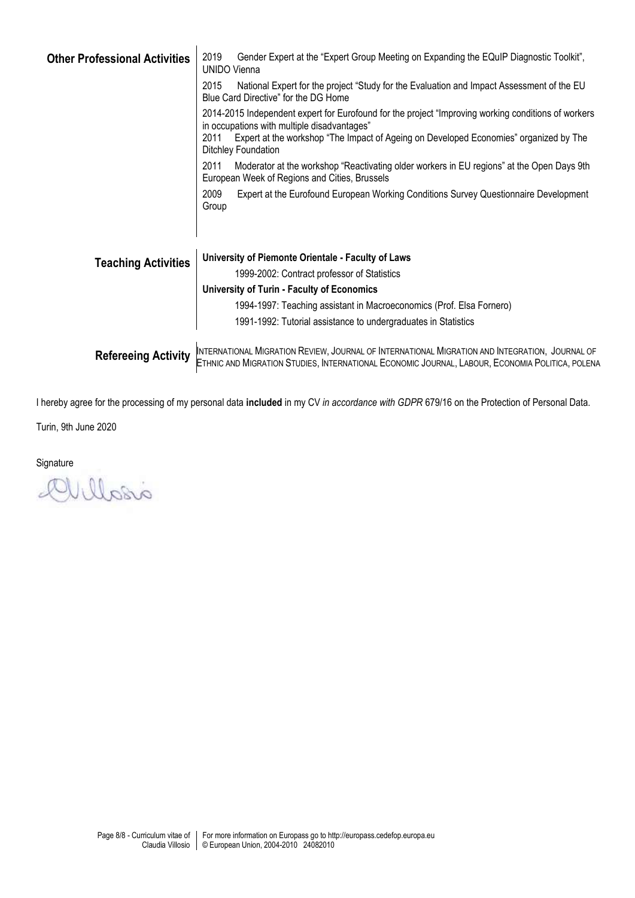## Other Professional Activities

2019 Gender Expert at the "Expert Group Meeting on Expanding the EQuIP Diagnostic Toolkit", UNIDO Vienna

2015 National Expert for the project "Study for the Evaluation and Impact Assessment of the EU Blue Card Directive" for the DG Home

2014-2015 Independent expert for Eurofound for the project "Improving working conditions of workers in occupations with multiple disadvantages"

2011 Expert at the workshop "The Impact of Ageing on Developed Economies" organized by The Ditchley Foundation

2011 Moderator at the workshop "Reactivating older workers in EU regions" at the Open Days 9th European Week of Regions and Cities, Brussels

2009 Expert at the Eurofound European Working Conditions Survey Questionnaire Development Group

## Teaching Activities

**University of Piemonte Orientale - Faculty of Laws**

1999-2002: Contract professor of Statistics

**University of Turin - Faculty of Economics**

1994-1997: Teaching assistant in Macroeconomics (Prof. Elsa Fornero)

1991-1992: Tutorial assistance to undergraduates in Statistics

## Refereeing Activity

International Migration Review, Journal of International Migration and Integration, Journal of Ethnic and Migration Studies, International Economic Journal, Labour, Economia Politica, polena

I hereby agree for the processing of my personal data **included** in my CV *in accordance with GDPR* 679/16 on the Protection of Personal Data.

Turin, 9th June 2020

Signature